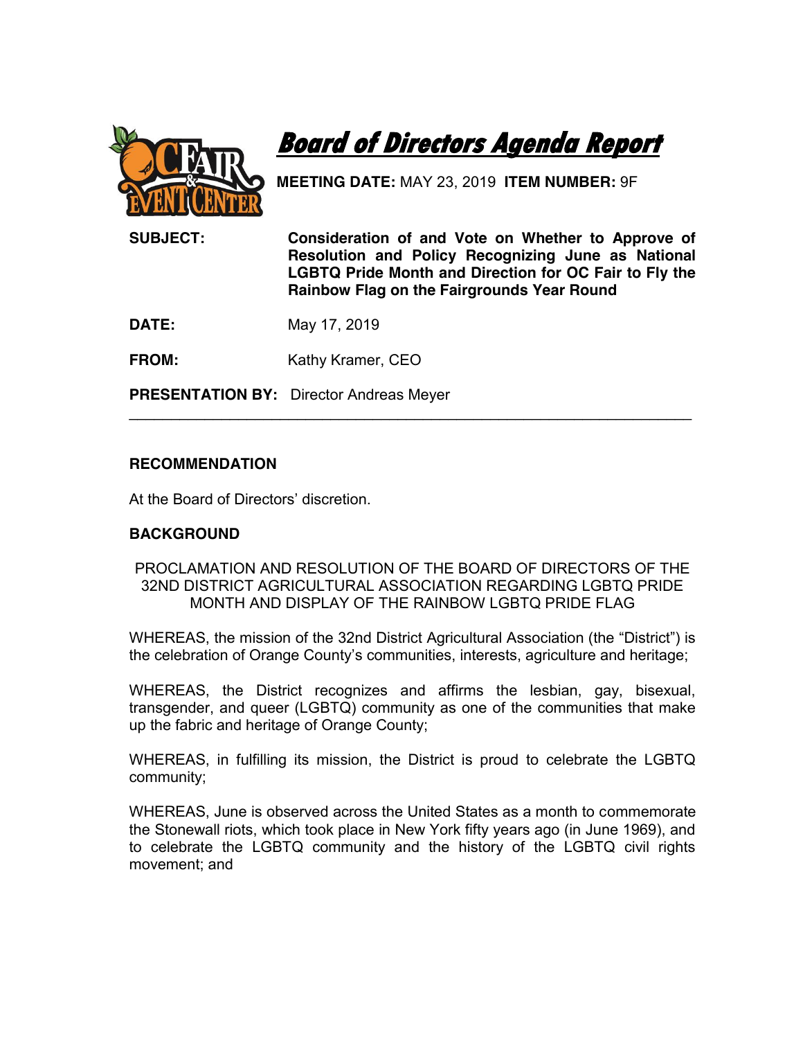# Board of Directors Agenda Report

**MEETING DATE:** MAY 23, 2019 **ITEM NUMBER:** 9F

**SUBJECT:** **Consideration of and Vote on Whether to Approve of Resolution and Policy Recognizing June as National LGBTQ Pride Month and Direction for OC Fair to Fly the Rainbow Flag on the Fairgrounds Year Round**

**DATE:** May 17, 2019

**FROM:** Kathy Kramer, CEO

**PRESENTATION BY:** Director Andreas Meyer

---

## RECOMMENDATION

At the Board of Directors' discretion.

## BACKGROUND

PROCLAMATION AND RESOLUTION OF THE BOARD OF DIRECTORS OF THE 32ND DISTRICT AGRICULTURAL ASSOCIATION REGARDING LGBTQ PRIDE MONTH AND DISPLAY OF THE RAINBOW LGBTQ PRIDE FLAG

WHEREAS, the mission of the 32nd District Agricultural Association (the "District") is the celebration of Orange County's communities, interests, agriculture and heritage;

WHEREAS, the District recognizes and affirms the lesbian, gay, bisexual, transgender, and queer (LGBTQ) community as one of the communities that make up the fabric and heritage of Orange County;

WHEREAS, in fulfilling its mission, the District is proud to celebrate the LGBTQ community;

WHEREAS, June is observed across the United States as a month to commemorate the Stonewall riots, which took place in New York fifty years ago (in June 1969), and to celebrate the LGBTQ community and the history of the LGBTQ civil rights movement; and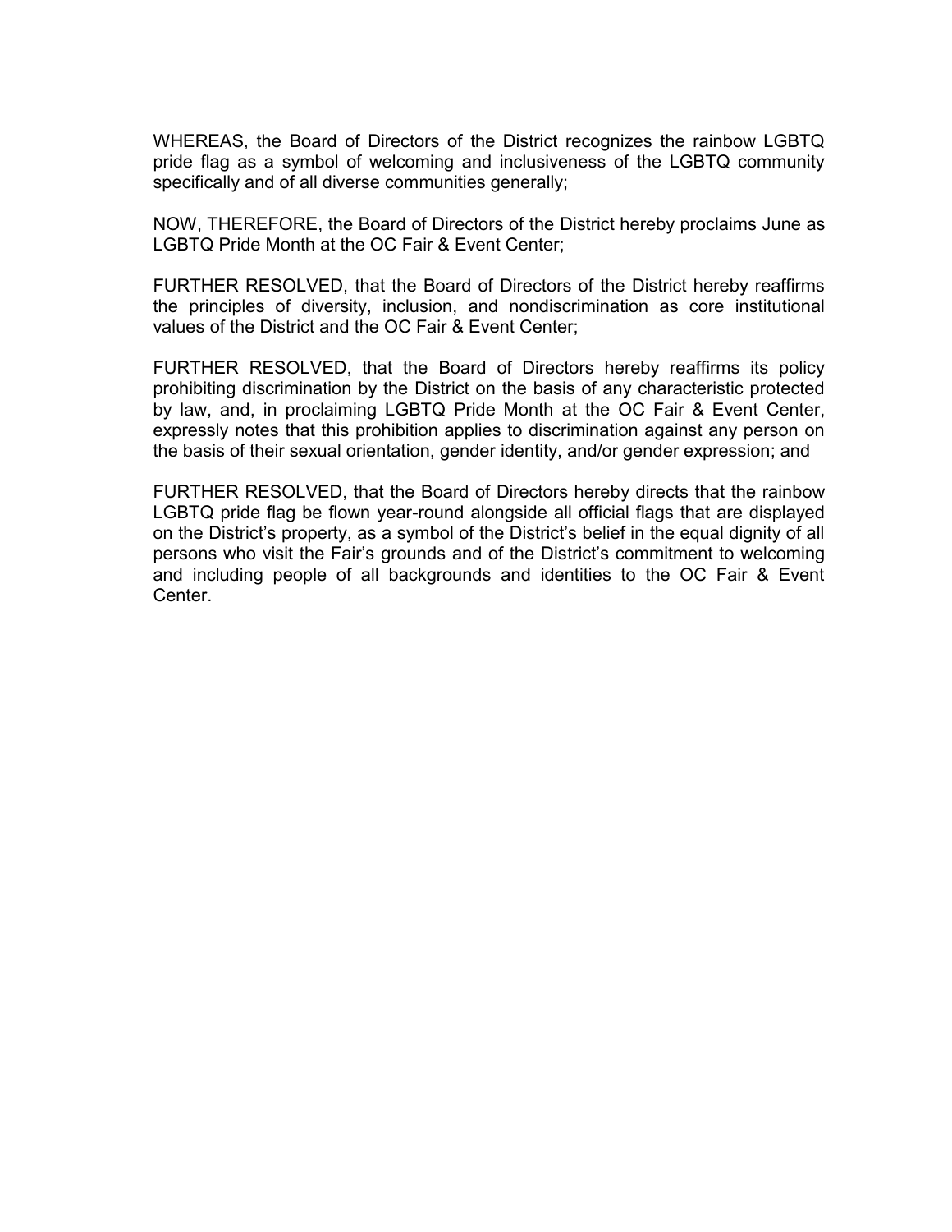WHEREAS, the Board of Directors of the District recognizes the rainbow LGBTQ pride flag as a symbol of welcoming and inclusiveness of the LGBTQ community specifically and of all diverse communities generally;

NOW, THEREFORE, the Board of Directors of the District hereby proclaims June as LGBTQ Pride Month at the OC Fair & Event Center;

FURTHER RESOLVED, that the Board of Directors of the District hereby reaffirms the principles of diversity, inclusion, and nondiscrimination as core institutional values of the District and the OC Fair & Event Center;

FURTHER RESOLVED, that the Board of Directors hereby reaffirms its policy prohibiting discrimination by the District on the basis of any characteristic protected by law, and, in proclaiming LGBTQ Pride Month at the OC Fair & Event Center, expressly notes that this prohibition applies to discrimination against any person on the basis of their sexual orientation, gender identity, and/or gender expression; and

FURTHER RESOLVED, that the Board of Directors hereby directs that the rainbow LGBTQ pride flag be flown year-round alongside all official flags that are displayed on the District's property, as a symbol of the District's belief in the equal dignity of all persons who visit the Fair's grounds and of the District's commitment to welcoming and including people of all backgrounds and identities to the OC Fair & Event Center.